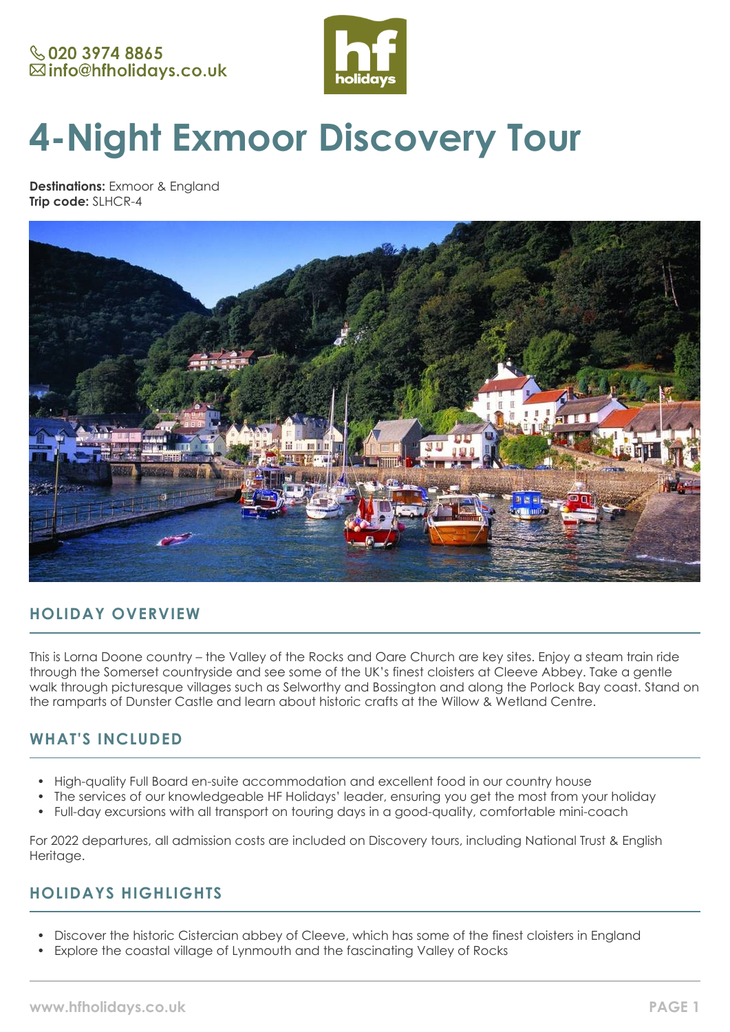020 3974 8865
info@hfholidays.co.uk

# 4-Night Exmoor Discovery Tour

**Destinations:** Exmoor & England
**Trip code:** SLHCR-4

## HOLIDAY OVERVIEW

This is Lorna Doone country – the Valley of the Rocks and Oare Church are key sites. Enjoy a steam train ride through the Somerset countryside and see some of the UK's finest cloisters at Cleeve Abbey. Take a gentle walk through picturesque villages such as Selworthy and Bossington and along the Porlock Bay coast. Stand on the ramparts of Dunster Castle and learn about historic crafts at the Willow & Wetland Centre.

## WHAT'S INCLUDED

- High-quality Full Board en-suite accommodation and excellent food in our country house
- The services of our knowledgeable HF Holidays' leader, ensuring you get the most from your holiday
- Full-day excursions with all transport on touring days in a good-quality, comfortable mini-coach

For 2022 departures, all admission costs are included on Discovery tours, including National Trust & English Heritage.

## HOLIDAYS HIGHLIGHTS

- Discover the historic Cistercian abbey of Cleeve, which has some of the finest cloisters in England
- Explore the coastal village of Lynmouth and the fascinating Valley of Rocks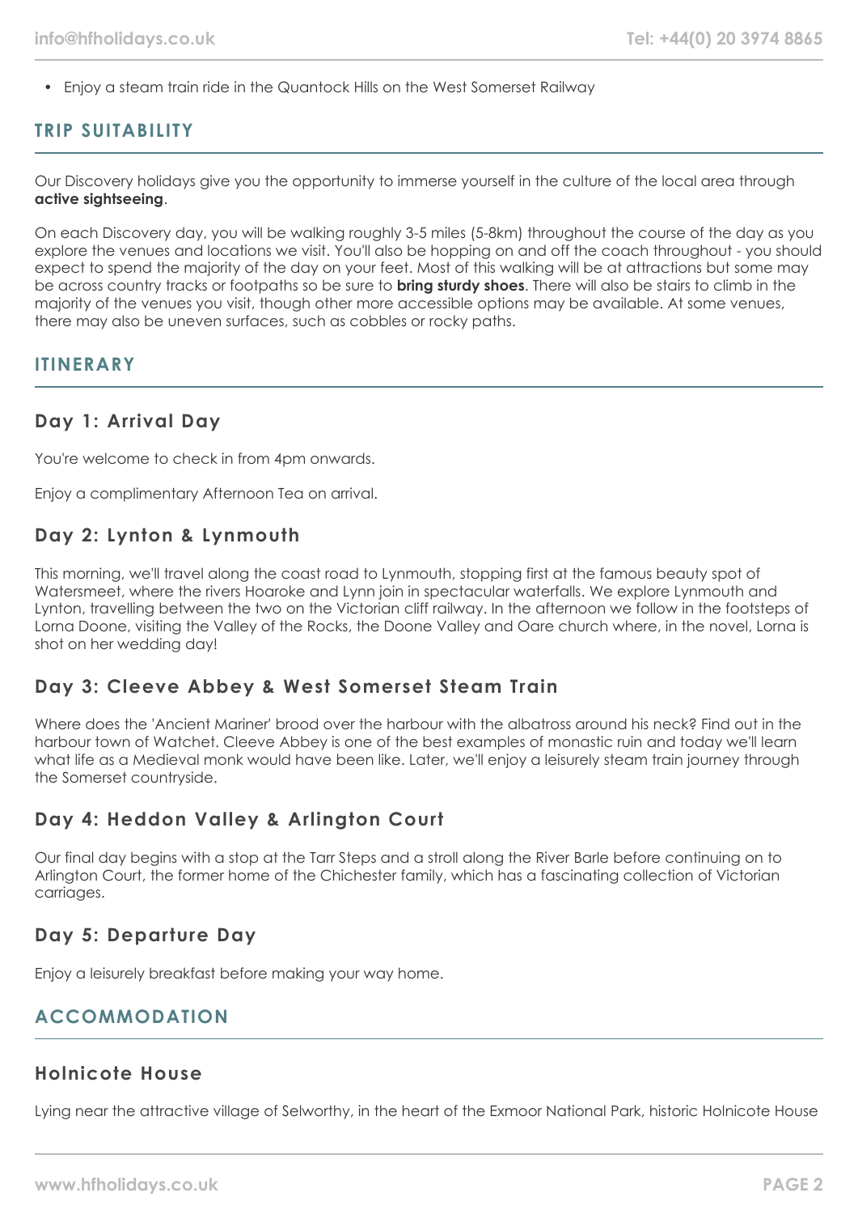- Enjoy a steam train ride in the Quantock Hills on the West Somerset Railway

## TRIP SUITABILITY

Our Discovery holidays give you the opportunity to immerse yourself in the culture of the local area through **active sightseeing**.

On each Discovery day, you will be walking roughly 3-5 miles (5-8km) throughout the course of the day as you explore the venues and locations we visit. You'll also be hopping on and off the coach throughout - you should expect to spend the majority of the day on your feet. Most of this walking will be at attractions but some may be across country tracks or footpaths so be sure to **bring sturdy shoes**. There will also be stairs to climb in the majority of the venues you visit, though other more accessible options may be available. At some venues, there may also be uneven surfaces, such as cobbles or rocky paths.

## ITINERARY

### Day 1: Arrival Day

You're welcome to check in from 4pm onwards.

Enjoy a complimentary Afternoon Tea on arrival.

### Day 2: Lynton & Lynmouth

This morning, we'll travel along the coast road to Lynmouth, stopping first at the famous beauty spot of Watersmeet, where the rivers Hoaroke and Lynn join in spectacular waterfalls. We explore Lynmouth and Lynton, travelling between the two on the Victorian cliff railway. In the afternoon we follow in the footsteps of Lorna Doone, visiting the Valley of the Rocks, the Doone Valley and Oare church where, in the novel, Lorna is shot on her wedding day!

### Day 3: Cleeve Abbey & West Somerset Steam Train

Where does the 'Ancient Mariner' brood over the harbour with the albatross around his neck? Find out in the harbour town of Watchet. Cleeve Abbey is one of the best examples of monastic ruin and today we'll learn what life as a Medieval monk would have been like. Later, we'll enjoy a leisurely steam train journey through the Somerset countryside.

### Day 4: Heddon Valley & Arlington Court

Our final day begins with a stop at the Tarr Steps and a stroll along the River Barle before continuing on to Arlington Court, the former home of the Chichester family, which has a fascinating collection of Victorian carriages.

### Day 5: Departure Day

Enjoy a leisurely breakfast before making your way home.

## ACCOMMODATION

### Holnicote House

Lying near the attractive village of Selworthy, in the heart of the Exmoor National Park, historic Holnicote House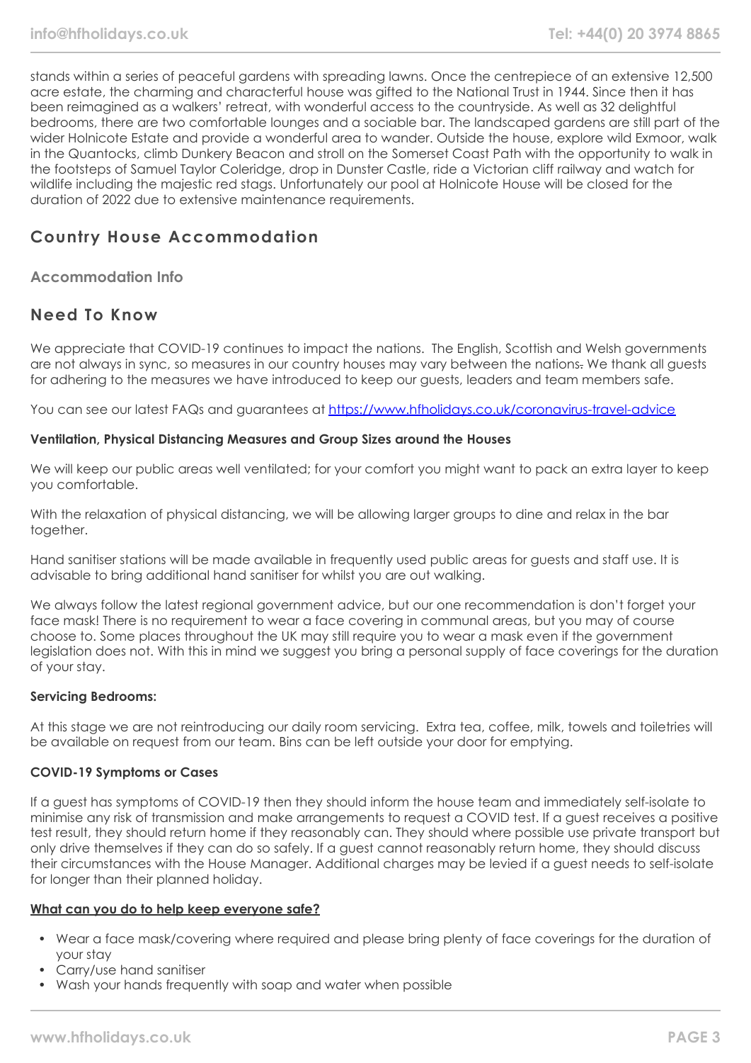stands within a series of peaceful gardens with spreading lawns. Once the centrepiece of an extensive 12,500 acre estate, the charming and characterful house was gifted to the National Trust in 1944. Since then it has been reimagined as a walkers' retreat, with wonderful access to the countryside. As well as 32 delightful bedrooms, there are two comfortable lounges and a sociable bar. The landscaped gardens are still part of the wider Holnicote Estate and provide a wonderful area to wander. Outside the house, explore wild Exmoor, walk in the Quantocks, climb Dunkery Beacon and stroll on the Somerset Coast Path with the opportunity to walk in the footsteps of Samuel Taylor Coleridge, drop in Dunster Castle, ride a Victorian cliff railway and watch for wildlife including the majestic red stags. Unfortunately our pool at Holnicote House will be closed for the duration of 2022 due to extensive maintenance requirements.

## Country House Accommodation

### Accommodation Info

## Need To Know

We appreciate that COVID-19 continues to impact the nations. The English, Scottish and Welsh governments are not always in sync, so measures in our country houses may vary between the nations. We thank all guests for adhering to the measures we have introduced to keep our guests, leaders and team members safe.

You can see our latest FAQs and guarantees at [https://www.hfholidays.co.uk/coronavirus-travel-advice](https://www.hfholidays.co.uk/coronavirus-travel-advice)

**Ventilation, Physical Distancing Measures and Group Sizes around the Houses**

We will keep our public areas well ventilated; for your comfort you might want to pack an extra layer to keep you comfortable.

With the relaxation of physical distancing, we will be allowing larger groups to dine and relax in the bar together.

Hand sanitiser stations will be made available in frequently used public areas for guests and staff use. It is advisable to bring additional hand sanitiser for whilst you are out walking.

We always follow the latest regional government advice, but our one recommendation is don't forget your face mask! There is no requirement to wear a face covering in communal areas, but you may of course choose to. Some places throughout the UK may still require you to wear a mask even if the government legislation does not. With this in mind we suggest you bring a personal supply of face coverings for the duration of your stay.

**Servicing Bedrooms:**

At this stage we are not reintroducing our daily room servicing. Extra tea, coffee, milk, towels and toiletries will be available on request from our team. Bins can be left outside your door for emptying.

**COVID-19 Symptoms or Cases**

If a guest has symptoms of COVID-19 then they should inform the house team and immediately self-isolate to minimise any risk of transmission and make arrangements to request a COVID test. If a guest receives a positive test result, they should return home if they reasonably can. They should where possible use private transport but only drive themselves if they can do so safely. If a guest cannot reasonably return home, they should discuss their circumstances with the House Manager. Additional charges may be levied if a guest needs to self-isolate for longer than their planned holiday.

**What can you do to help keep everyone safe?**

- Wear a face mask/covering where required and please bring plenty of face coverings for the duration of your stay
- Carry/use hand sanitiser
- Wash your hands frequently with soap and water when possible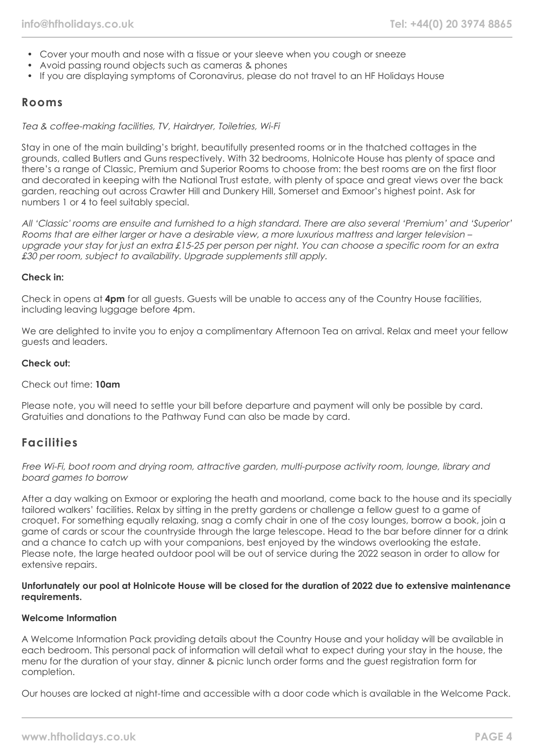- Cover your mouth and nose with a tissue or your sleeve when you cough or sneeze
- Avoid passing round objects such as cameras & phones
- If you are displaying symptoms of Coronavirus, please do not travel to an HF Holidays House

## Rooms

*Tea & coffee-making facilities, TV, Hairdryer, Toiletries, Wi-Fi*

Stay in one of the main building's bright, beautifully presented rooms or in the thatched cottages in the grounds, called Butlers and Guns respectively. With 32 bedrooms, Holnicote House has plenty of space and there's a range of Classic, Premium and Superior Rooms to choose from: the best rooms are on the first floor and decorated in keeping with the National Trust estate, with plenty of space and great views over the back garden, reaching out across Crawter Hill and Dunkery Hill, Somerset and Exmoor's highest point. Ask for numbers 1 or 4 to feel suitably special.

*All 'Classic' rooms are ensuite and furnished to a high standard. There are also several 'Premium' and 'Superior' Rooms that are either larger or have a desirable view, a more luxurious mattress and larger television – upgrade your stay for just an extra £15-25 per person per night. You can choose a specific room for an extra £30 per room, subject to availability. Upgrade supplements still apply.*

**Check in:**

Check in opens at **4pm** for all guests. Guests will be unable to access any of the Country House facilities, including leaving luggage before 4pm.

We are delighted to invite you to enjoy a complimentary Afternoon Tea on arrival. Relax and meet your fellow guests and leaders.

**Check out:**

Check out time: **10am**

Please note, you will need to settle your bill before departure and payment will only be possible by card. Gratuities and donations to the Pathway Fund can also be made by card.

## Facilities

*Free Wi-Fi, boot room and drying room, attractive garden, multi-purpose activity room, lounge, library and board games to borrow*

After a day walking on Exmoor or exploring the heath and moorland, come back to the house and its specially tailored walkers' facilities. Relax by sitting in the pretty gardens or challenge a fellow guest to a game of croquet. For something equally relaxing, snag a comfy chair in one of the cosy lounges, borrow a book, join a game of cards or scour the countryside through the large telescope. Head to the bar before dinner for a drink and a chance to catch up with your companions, best enjoyed by the windows overlooking the estate. Please note, the large heated outdoor pool will be out of service during the 2022 season in order to allow for extensive repairs.

**Unfortunately our pool at Holnicote House will be closed for the duration of 2022 due to extensive maintenance requirements.**

**Welcome Information**

A Welcome Information Pack providing details about the Country House and your holiday will be available in each bedroom. This personal pack of information will detail what to expect during your stay in the house, the menu for the duration of your stay, dinner & picnic lunch order forms and the guest registration form for completion.

Our houses are locked at night-time and accessible with a door code which is available in the Welcome Pack.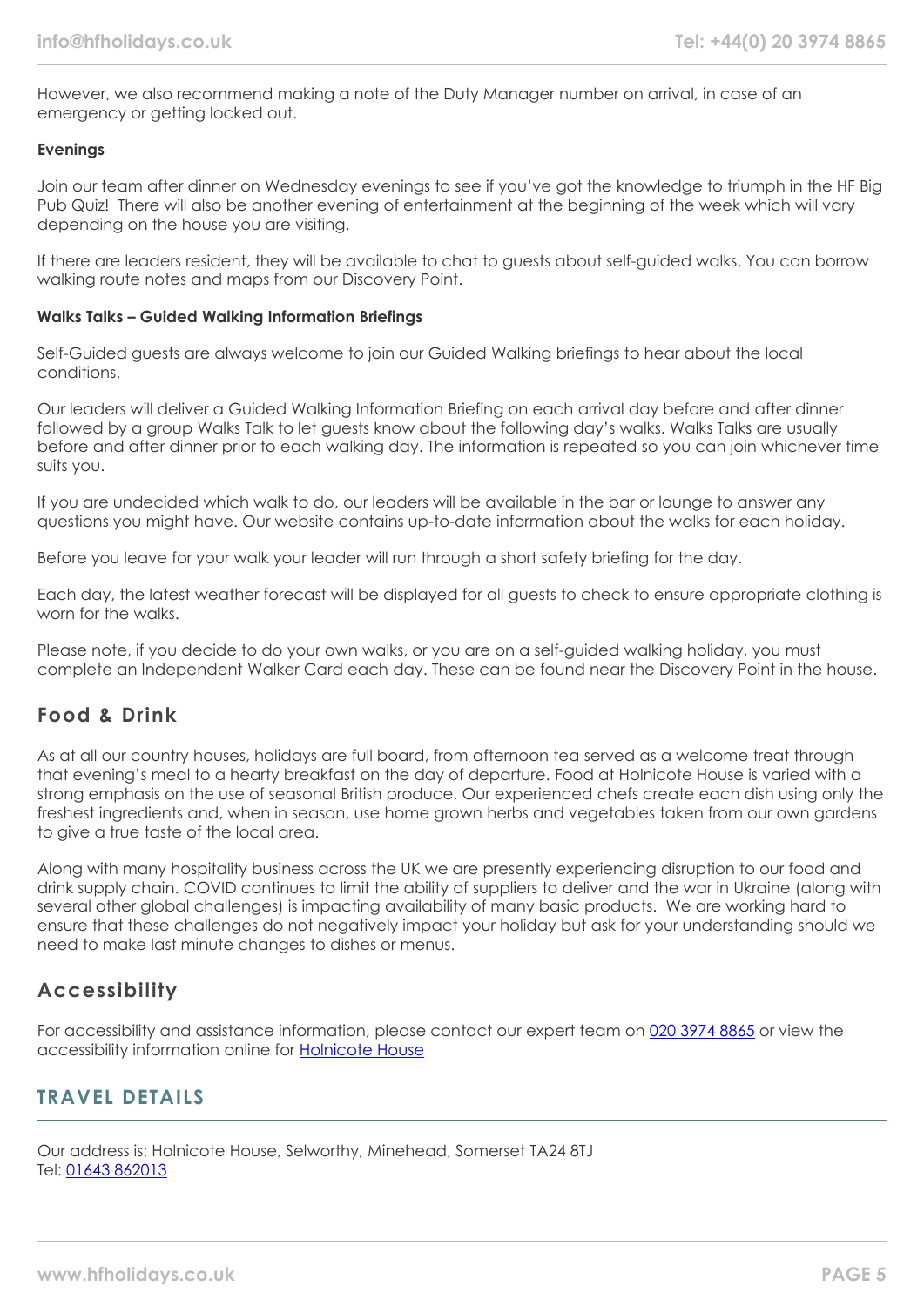However, we also recommend making a note of the Duty Manager number on arrival, in case of an emergency or getting locked out.

**Evenings**

Join our team after dinner on Wednesday evenings to see if you've got the knowledge to triumph in the HF Big Pub Quiz! There will also be another evening of entertainment at the beginning of the week which will vary depending on the house you are visiting.

If there are leaders resident, they will be available to chat to guests about self-guided walks. You can borrow walking route notes and maps from our Discovery Point.

**Walks Talks – Guided Walking Information Briefings**

Self-Guided guests are always welcome to join our Guided Walking briefings to hear about the local conditions.

Our leaders will deliver a Guided Walking Information Briefing on each arrival day before and after dinner followed by a group Walks Talk to let guests know about the following day's walks. Walks Talks are usually before and after dinner prior to each walking day. The information is repeated so you can join whichever time suits you.

If you are undecided which walk to do, our leaders will be available in the bar or lounge to answer any questions you might have. Our website contains up-to-date information about the walks for each holiday.

Before you leave for your walk your leader will run through a short safety briefing for the day.

Each day, the latest weather forecast will be displayed for all guests to check to ensure appropriate clothing is worn for the walks.

Please note, if you decide to do your own walks, or you are on a self-guided walking holiday, you must complete an Independent Walker Card each day. These can be found near the Discovery Point in the house.

## Food & Drink

As at all our country houses, holidays are full board, from afternoon tea served as a welcome treat through that evening's meal to a hearty breakfast on the day of departure. Food at Holnicote House is varied with a strong emphasis on the use of seasonal British produce. Our experienced chefs create each dish using only the freshest ingredients and, when in season, use home grown herbs and vegetables taken from our own gardens to give a true taste of the local area.

Along with many hospitality business across the UK we are presently experiencing disruption to our food and drink supply chain. COVID continues to limit the ability of suppliers to deliver and the war in Ukraine (along with several other global challenges) is impacting availability of many basic products. We are working hard to ensure that these challenges do not negatively impact your holiday but ask for your understanding should we need to make last minute changes to dishes or menus.

## Accessibility

For accessibility and assistance information, please contact our expert team on 020 3974 8865 or view the accessibility information online for Holnicote House

# TRAVEL DETAILS

Our address is: Holnicote House, Selworthy, Minehead, Somerset TA24 8TJ
Tel: 01643 862013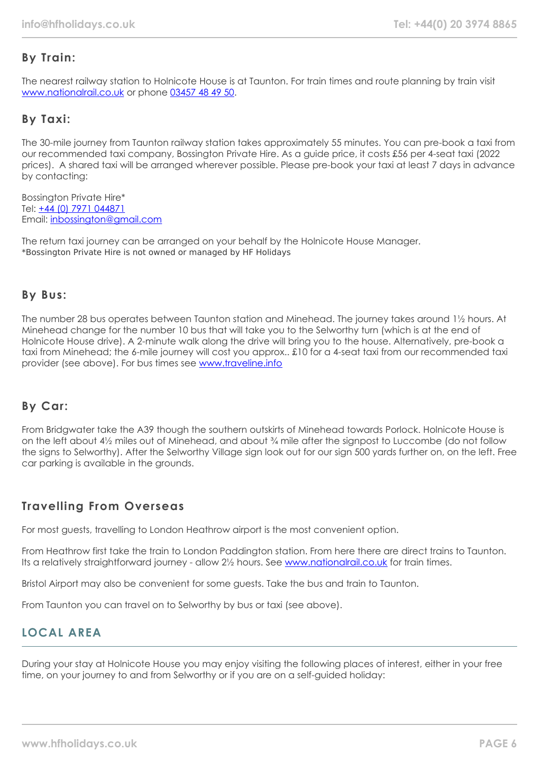## By Train:

The nearest railway station to Holnicote House is at Taunton. For train times and route planning by train visit [www.nationalrail.co.uk](http://www.nationalrail.co.uk) or phone [03457 48 49 50](tel:03457484950).

## By Taxi:

The 30-mile journey from Taunton railway station takes approximately 55 minutes. You can pre-book a taxi from our recommended taxi company, Bossington Private Hire. As a guide price, it costs £56 per 4-seat taxi (2022 prices). A shared taxi will be arranged wherever possible. Please pre-book your taxi at least 7 days in advance by contacting:

Bossington Private Hire*
Tel: [+44 (0) 7971 044871](tel:+447971044871)
Email: [inbossington@gmail.com](mailto:inbossington@gmail.com)

The return taxi journey can be arranged on your behalf by the Holnicote House Manager.
*Bossington Private Hire is not owned or managed by HF Holidays

## By Bus:

The number 28 bus operates between Taunton station and Minehead. The journey takes around 1½ hours. At Minehead change for the number 10 bus that will take you to the Selworthy turn (which is at the end of Holnicote House drive). A 2-minute walk along the drive will bring you to the house. Alternatively, pre-book a taxi from Minehead; the 6-mile journey will cost you approx.. £10 for a 4-seat taxi from our recommended taxi provider (see above). For bus times see [www.traveline.info](http://www.traveline.info)

## By Car:

From Bridgwater take the A39 though the southern outskirts of Minehead towards Porlock. Holnicote House is on the left about 4½ miles out of Minehead, and about ¾ mile after the signpost to Luccombe (do not follow the signs to Selworthy). After the Selworthy Village sign look out for our sign 500 yards further on, on the left. Free car parking is available in the grounds.

## Travelling From Overseas

For most guests, travelling to London Heathrow airport is the most convenient option.

From Heathrow first take the train to London Paddington station. From here there are direct trains to Taunton. Its a relatively straightforward journey - allow 2½ hours. See [www.nationalrail.co.uk](http://www.nationalrail.co.uk) for train times.

Bristol Airport may also be convenient for some guests. Take the bus and train to Taunton.

From Taunton you can travel on to Selworthy by bus or taxi (see above).

# LOCAL AREA

During your stay at Holnicote House you may enjoy visiting the following places of interest, either in your free time, on your journey to and from Selworthy or if you are on a self-guided holiday: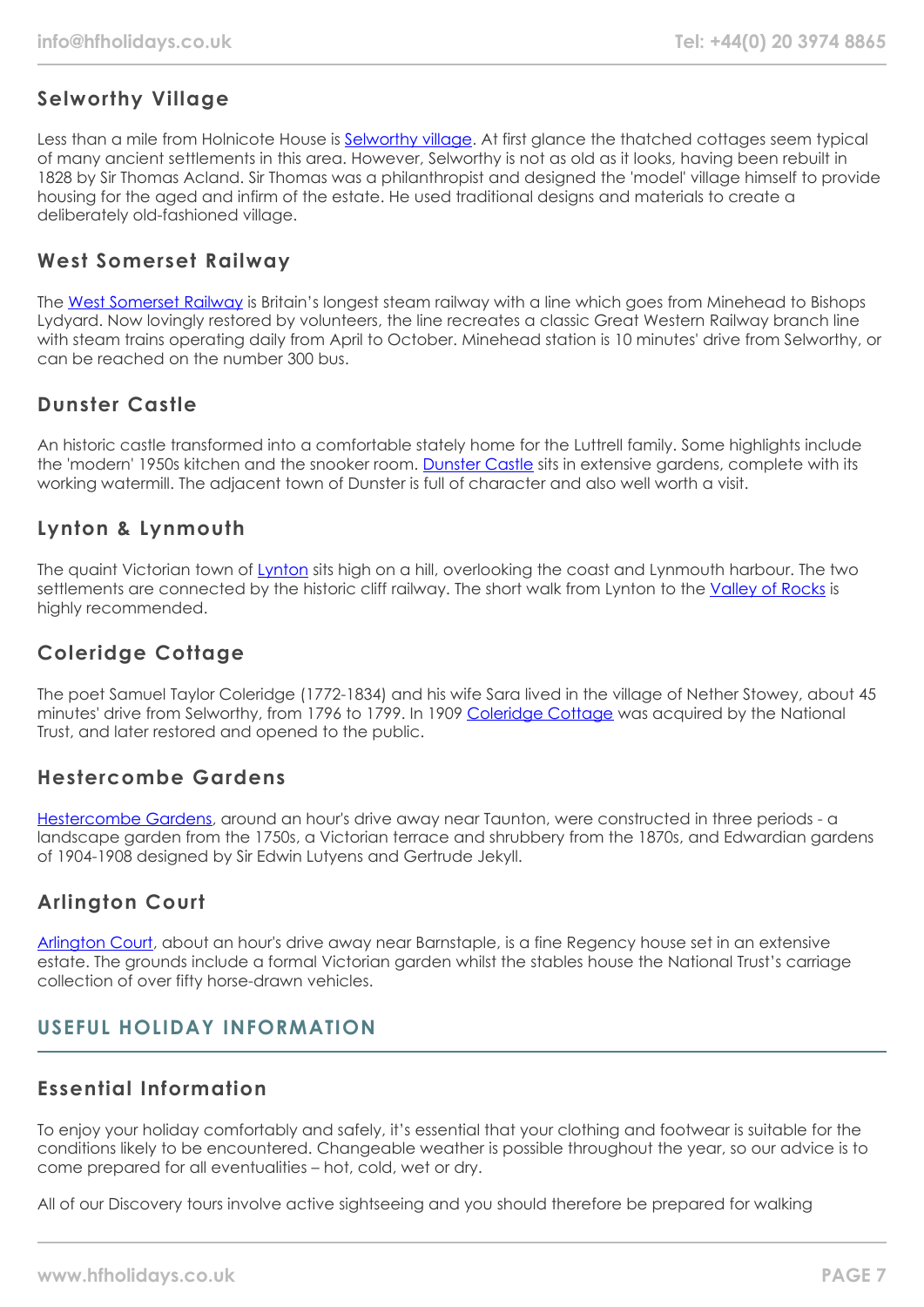## Selworthy Village

Less than a mile from Holnicote House is Selworthy village. At first glance the thatched cottages seem typical of many ancient settlements in this area. However, Selworthy is not as old as it looks, having been rebuilt in 1828 by Sir Thomas Acland. Sir Thomas was a philanthropist and designed the 'model' village himself to provide housing for the aged and infirm of the estate. He used traditional designs and materials to create a deliberately old-fashioned village.

## West Somerset Railway

The West Somerset Railway is Britain's longest steam railway with a line which goes from Minehead to Bishops Lydyard. Now lovingly restored by volunteers, the line recreates a classic Great Western Railway branch line with steam trains operating daily from April to October. Minehead station is 10 minutes' drive from Selworthy, or can be reached on the number 300 bus.

## Dunster Castle

An historic castle transformed into a comfortable stately home for the Luttrell family. Some highlights include the 'modern' 1950s kitchen and the snooker room. Dunster Castle sits in extensive gardens, complete with its working watermill. The adjacent town of Dunster is full of character and also well worth a visit.

## Lynton & Lynmouth

The quaint Victorian town of Lynton sits high on a hill, overlooking the coast and Lynmouth harbour. The two settlements are connected by the historic cliff railway. The short walk from Lynton to the Valley of Rocks is highly recommended.

## Coleridge Cottage

The poet Samuel Taylor Coleridge (1772-1834) and his wife Sara lived in the village of Nether Stowey, about 45 minutes' drive from Selworthy, from 1796 to 1799. In 1909 Coleridge Cottage was acquired by the National Trust, and later restored and opened to the public.

## Hestercombe Gardens

Hestercombe Gardens, around an hour's drive away near Taunton, were constructed in three periods - a landscape garden from the 1750s, a Victorian terrace and shrubbery from the 1870s, and Edwardian gardens of 1904-1908 designed by Sir Edwin Lutyens and Gertrude Jekyll.

## Arlington Court

Arlington Court, about an hour's drive away near Barnstaple, is a fine Regency house set in an extensive estate. The grounds include a formal Victorian garden whilst the stables house the National Trust's carriage collection of over fifty horse-drawn vehicles.

# USEFUL HOLIDAY INFORMATION

## Essential Information

To enjoy your holiday comfortably and safely, it's essential that your clothing and footwear is suitable for the conditions likely to be encountered. Changeable weather is possible throughout the year, so our advice is to come prepared for all eventualities – hot, cold, wet or dry.

All of our Discovery tours involve active sightseeing and you should therefore be prepared for walking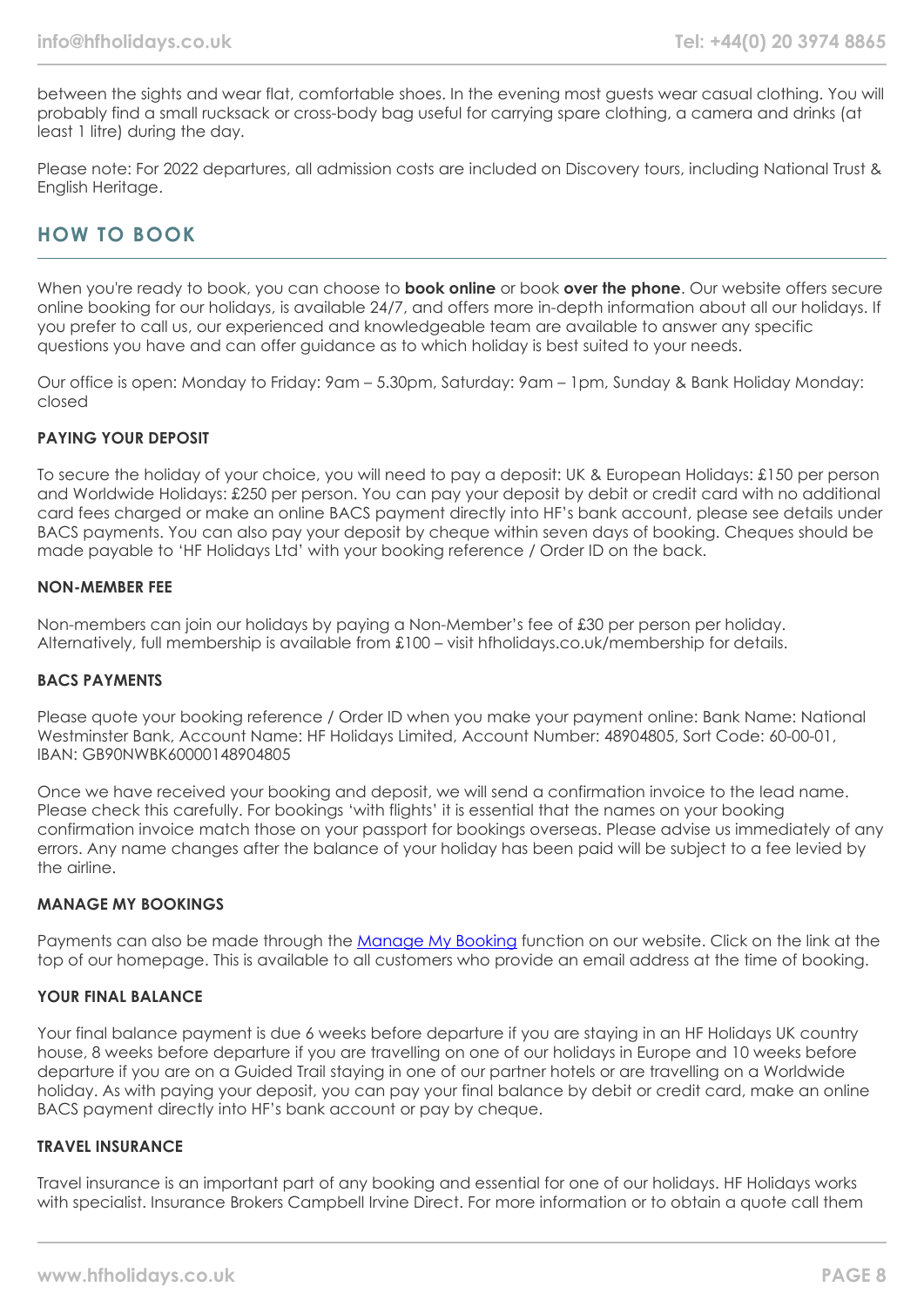between the sights and wear flat, comfortable shoes. In the evening most guests wear casual clothing. You will probably find a small rucksack or cross-body bag useful for carrying spare clothing, a camera and drinks (at least 1 litre) during the day.

Please note: For 2022 departures, all admission costs are included on Discovery tours, including National Trust & English Heritage.

## HOW TO BOOK

When you're ready to book, you can choose to **book online** or book **over the phone**. Our website offers secure online booking for our holidays, is available 24/7, and offers more in-depth information about all our holidays. If you prefer to call us, our experienced and knowledgeable team are available to answer any specific questions you have and can offer guidance as to which holiday is best suited to your needs.

Our office is open: Monday to Friday: 9am – 5.30pm, Saturday: 9am – 1pm, Sunday & Bank Holiday Monday: closed

### PAYING YOUR DEPOSIT

To secure the holiday of your choice, you will need to pay a deposit: UK & European Holidays: £150 per person and Worldwide Holidays: £250 per person. You can pay your deposit by debit or credit card with no additional card fees charged or make an online BACS payment directly into HF's bank account, please see details under BACS payments. You can also pay your deposit by cheque within seven days of booking. Cheques should be made payable to 'HF Holidays Ltd' with your booking reference / Order ID on the back.

### NON-MEMBER FEE

Non-members can join our holidays by paying a Non-Member's fee of £30 per person per holiday. Alternatively, full membership is available from £100 – visit hfholidays.co.uk/membership for details.

### BACS PAYMENTS

Please quote your booking reference / Order ID when you make your payment online: Bank Name: National Westminster Bank, Account Name: HF Holidays Limited, Account Number: 48904805, Sort Code: 60-00-01, IBAN: GB90NWBK60000148904805

Once we have received your booking and deposit, we will send a confirmation invoice to the lead name. Please check this carefully. For bookings 'with flights' it is essential that the names on your booking confirmation invoice match those on your passport for bookings overseas. Please advise us immediately of any errors. Any name changes after the balance of your holiday has been paid will be subject to a fee levied by the airline.

### MANAGE MY BOOKINGS

Payments can also be made through the Manage My Booking function on our website. Click on the link at the top of our homepage. This is available to all customers who provide an email address at the time of booking.

### YOUR FINAL BALANCE

Your final balance payment is due 6 weeks before departure if you are staying in an HF Holidays UK country house, 8 weeks before departure if you are travelling on one of our holidays in Europe and 10 weeks before departure if you are on a Guided Trail staying in one of our partner hotels or are travelling on a Worldwide holiday. As with paying your deposit, you can pay your final balance by debit or credit card, make an online BACS payment directly into HF's bank account or pay by cheque.

### TRAVEL INSURANCE

Travel insurance is an important part of any booking and essential for one of our holidays. HF Holidays works with specialist. Insurance Brokers Campbell Irvine Direct. For more information or to obtain a quote call them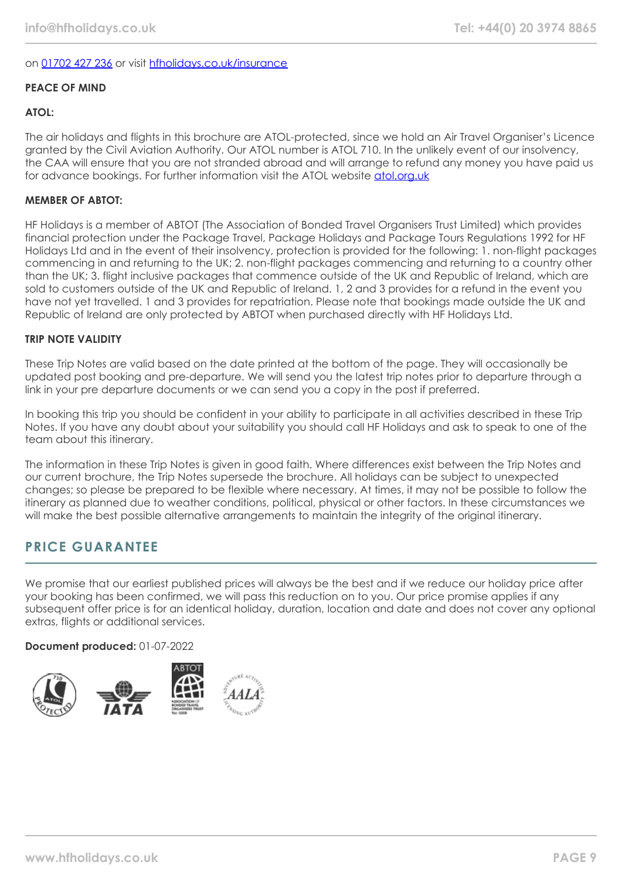on 01702 427 236 or visit hfholidays.co.uk/insurance

**PEACE OF MIND**

**ATOL:**

The air holidays and flights in this brochure are ATOL-protected, since we hold an Air Travel Organiser's Licence granted by the Civil Aviation Authority. Our ATOL number is ATOL 710. In the unlikely event of our insolvency, the CAA will ensure that you are not stranded abroad and will arrange to refund any money you have paid us for advance bookings. For further information visit the ATOL website atol.org.uk

**MEMBER OF ABTOT:**

HF Holidays is a member of ABTOT (The Association of Bonded Travel Organisers Trust Limited) which provides financial protection under the Package Travel, Package Holidays and Package Tours Regulations 1992 for HF Holidays Ltd and in the event of their insolvency, protection is provided for the following: 1. non-flight packages commencing in and returning to the UK; 2. non-flight packages commencing and returning to a country other than the UK; 3. flight inclusive packages that commence outside of the UK and Republic of Ireland, which are sold to customers outside of the UK and Republic of Ireland. 1, 2 and 3 provides for a refund in the event you have not yet travelled. 1 and 3 provides for repatriation. Please note that bookings made outside the UK and Republic of Ireland are only protected by ABTOT when purchased directly with HF Holidays Ltd.

**TRIP NOTE VALIDITY**

These Trip Notes are valid based on the date printed at the bottom of the page. They will occasionally be updated post booking and pre-departure. We will send you the latest trip notes prior to departure through a link in your pre departure documents or we can send you a copy in the post if preferred.

In booking this trip you should be confident in your ability to participate in all activities described in these Trip Notes. If you have any doubt about your suitability you should call HF Holidays and ask to speak to one of the team about this itinerary.

The information in these Trip Notes is given in good faith. Where differences exist between the Trip Notes and our current brochure, the Trip Notes supersede the brochure. All holidays can be subject to unexpected changes; so please be prepared to be flexible where necessary. At times, it may not be possible to follow the itinerary as planned due to weather conditions, political, physical or other factors. In these circumstances we will make the best possible alternative arrangements to maintain the integrity of the original itinerary.

## PRICE GUARANTEE

We promise that our earliest published prices will always be the best and if we reduce our holiday price after your booking has been confirmed, we will pass this reduction on to you. Our price promise applies if any subsequent offer price is for an identical holiday, duration, location and date and does not cover any optional extras, flights or additional services.

**Document produced:** 01-07-2022